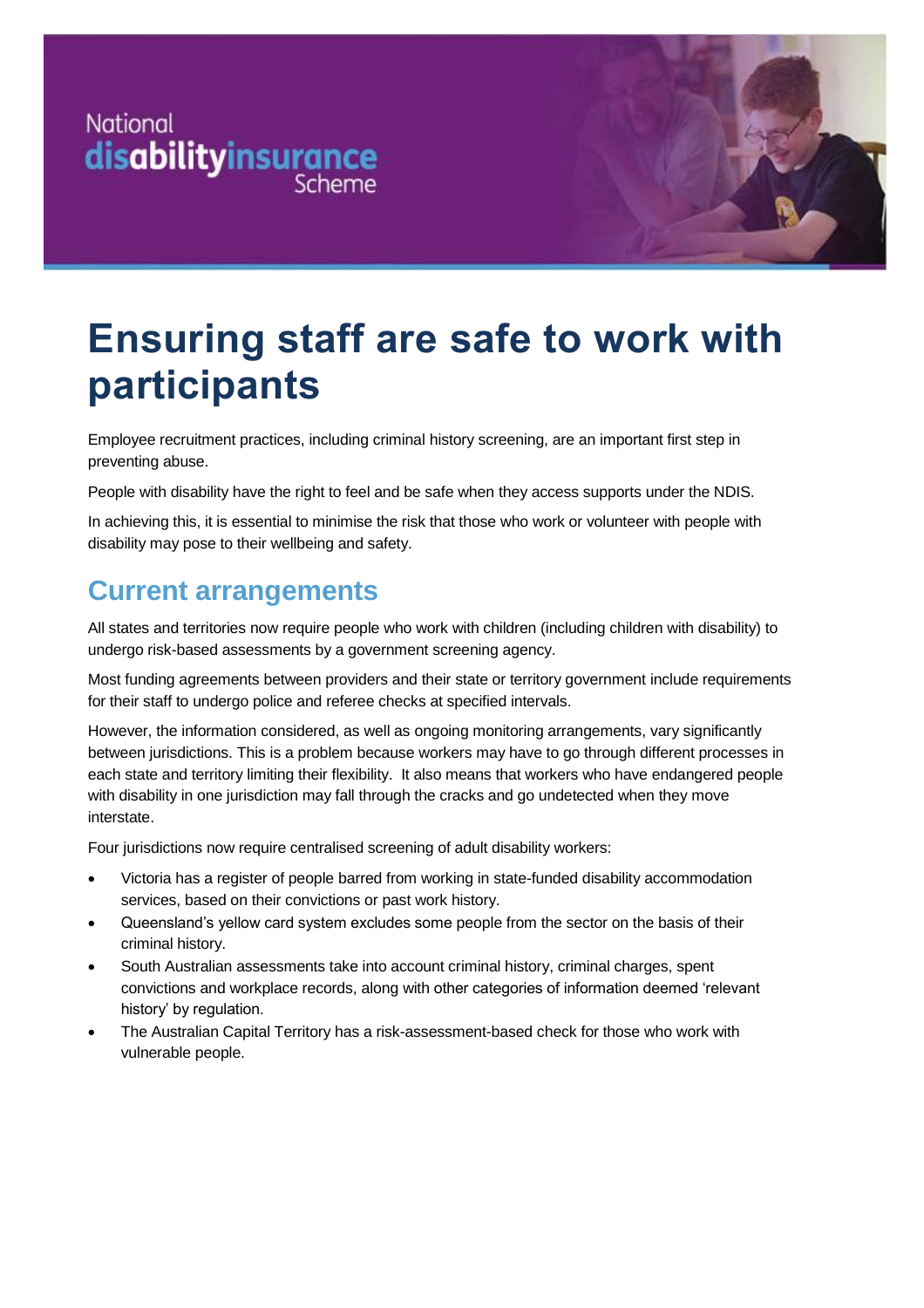National disabilityinsurance Scheme

# Ensuring staff are safe to work with participants

Employee recruitment practices, including criminal history screening, are an important first step in preventing abuse.

People with disability have the right to feel and be safe when they access supports under the NDIS.

In achieving this, it is essential to minimise the risk that those who work or volunteer with people with disability may pose to their wellbeing and safety.

## Current arrangements

All states and territories now require people who work with children (including children with disability) to undergo risk-based assessments by a government screening agency.

Most funding agreements between providers and their state or territory government include requirements for their staff to undergo police and referee checks at specified intervals.

However, the information considered, as well as ongoing monitoring arrangements, vary significantly between jurisdictions. This is a problem because workers may have to go through different processes in each state and territory limiting their flexibility. It also means that workers who have endangered people with disability in one jurisdiction may fall through the cracks and go undetected when they move interstate.

Four jurisdictions now require centralised screening of adult disability workers:

- Victoria has a register of people barred from working in state-funded disability accommodation services, based on their convictions or past work history.
- Queensland's yellow card system excludes some people from the sector on the basis of their criminal history.
- South Australian assessments take into account criminal history, criminal charges, spent convictions and workplace records, along with other categories of information deemed 'relevant history' by regulation.
- The Australian Capital Territory has a risk-assessment-based check for those who work with vulnerable people.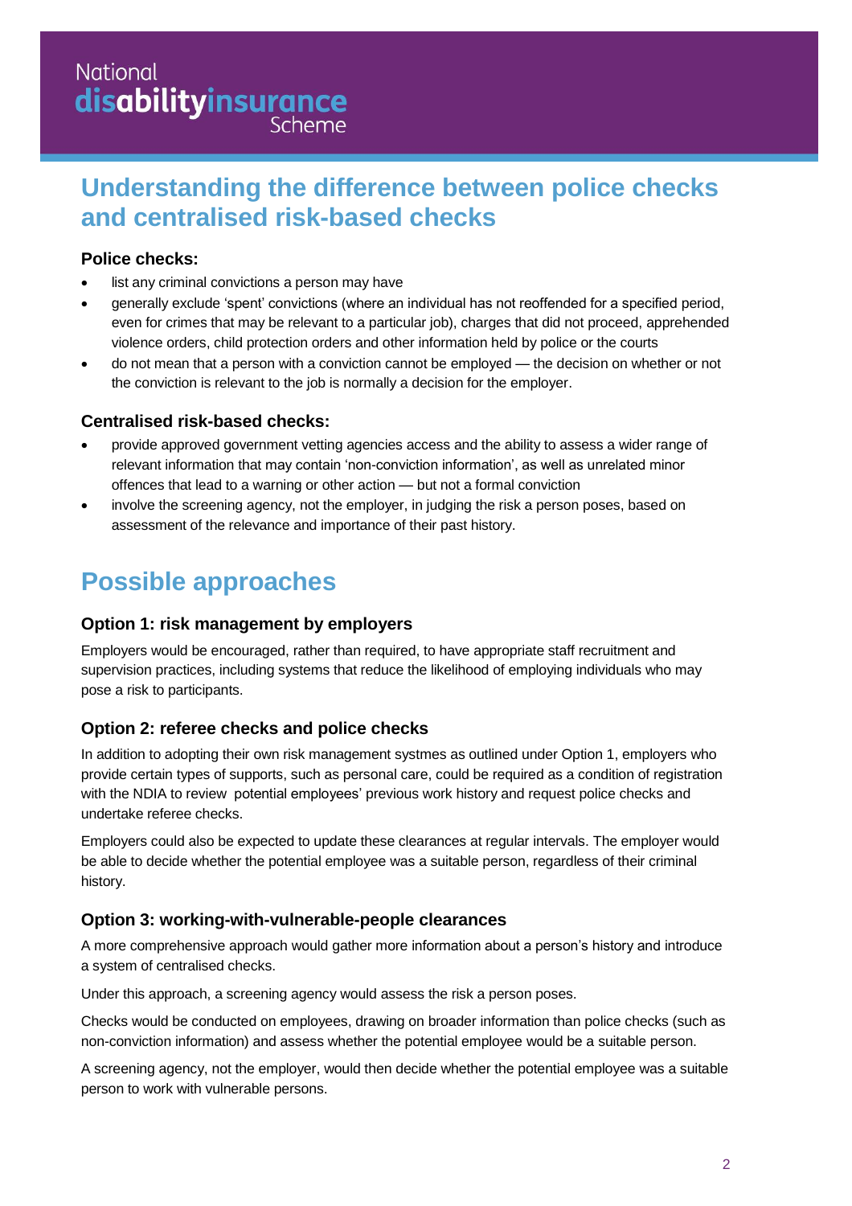# Understanding the difference between police checks and centralised risk-based checks

### Police checks:

- list any criminal convictions a person may have
- generally exclude 'spent' convictions (where an individual has not reoffended for a specified period, even for crimes that may be relevant to a particular job), charges that did not proceed, apprehended violence orders, child protection orders and other information held by police or the courts
- do not mean that a person with a conviction cannot be employed — the decision on whether or not the conviction is relevant to the job is normally a decision for the employer.

### Centralised risk-based checks:

- provide approved government vetting agencies access and the ability to assess a wider range of relevant information that may contain 'non-conviction information', as well as unrelated minor offences that lead to a warning or other action — but not a formal conviction
- involve the screening agency, not the employer, in judging the risk a person poses, based on assessment of the relevance and importance of their past history.

# Possible approaches

### Option 1: risk management by employers

Employers would be encouraged, rather than required, to have appropriate staff recruitment and supervision practices, including systems that reduce the likelihood of employing individuals who may pose a risk to participants.

### Option 2: referee checks and police checks

In addition to adopting their own risk management systmes as outlined under Option 1, employers who provide certain types of supports, such as personal care, could be required as a condition of registration with the NDIA to review potential employees' previous work history and request police checks and undertake referee checks.

Employers could also be expected to update these clearances at regular intervals. The employer would be able to decide whether the potential employee was a suitable person, regardless of their criminal history.

### Option 3: working-with-vulnerable-people clearances

A more comprehensive approach would gather more information about a person's history and introduce a system of centralised checks.

Under this approach, a screening agency would assess the risk a person poses.

Checks would be conducted on employees, drawing on broader information than police checks (such as non-conviction information) and assess whether the potential employee would be a suitable person.

A screening agency, not the employer, would then decide whether the potential employee was a suitable person to work with vulnerable persons.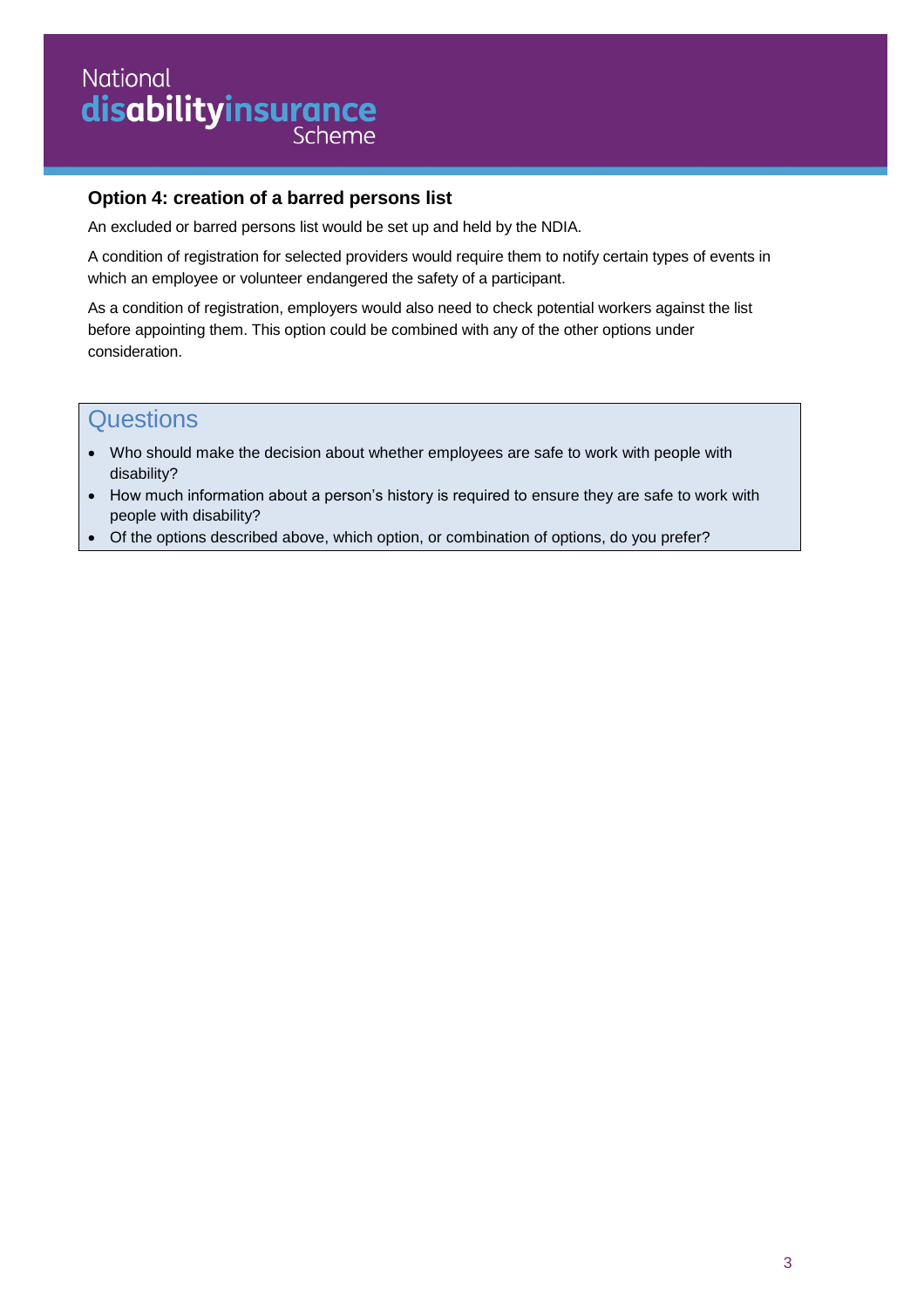### Option 4: creation of a barred persons list

An excluded or barred persons list would be set up and held by the NDIA.

A condition of registration for selected providers would require them to notify certain types of events in which an employee or volunteer endangered the safety of a participant.

As a condition of registration, employers would also need to check potential workers against the list before appointing them. This option could be combined with any of the other options under consideration.

## Questions

- Who should make the decision about whether employees are safe to work with people with disability?
- How much information about a person's history is required to ensure they are safe to work with people with disability?
- Of the options described above, which option, or combination of options, do you prefer?